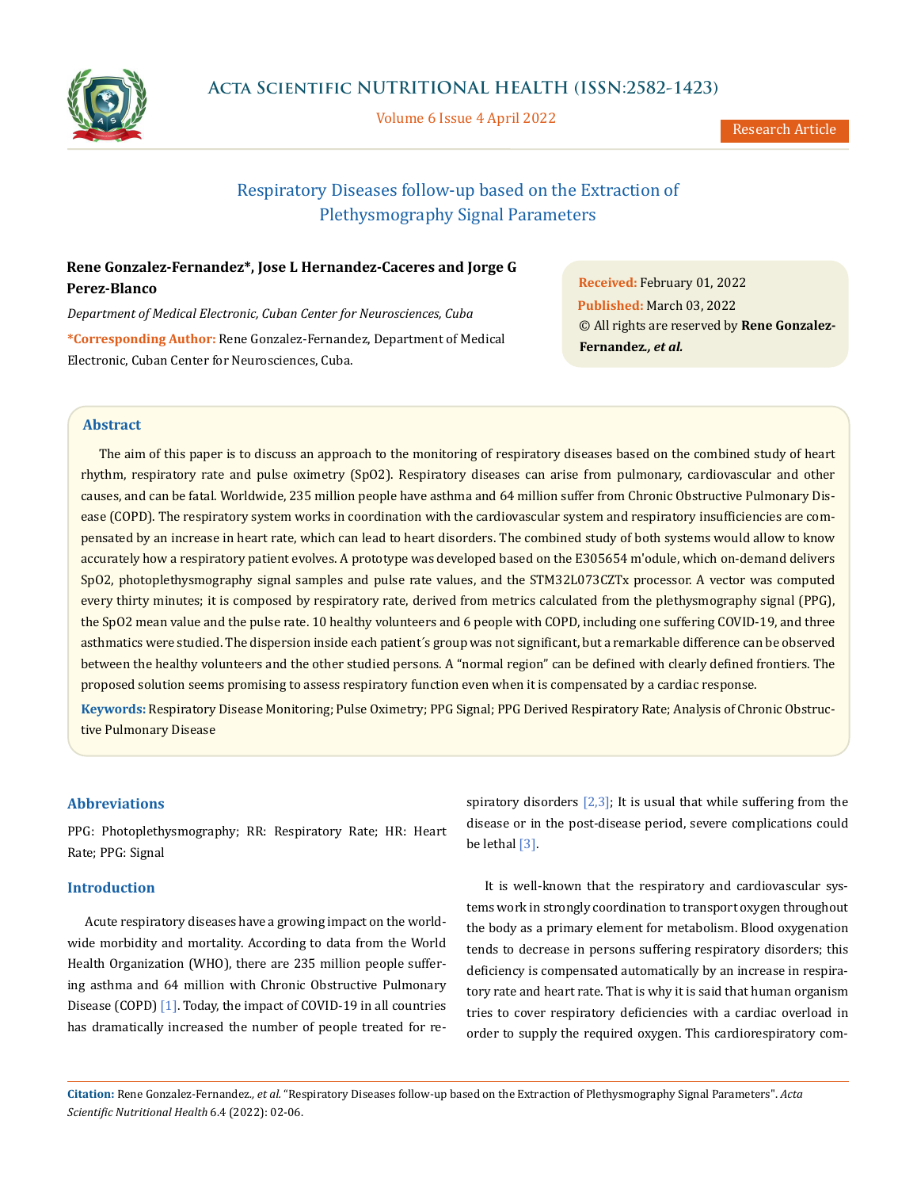# Respiratory Diseases follow-up based on the Extraction of Plethysmography Signal Parameters

**Rene Gonzalez-Fernandez\*, Jose L Hernandez-Caceres and Jorge G Perez-Blanco**

*Department of Medical Electronic, Cuban Center for Neurosciences, Cuba*

**\*Corresponding Author:** Rene Gonzalez-Fernandez, Department of Medical Electronic, Cuban Center for Neurosciences, Cuba.

**Received:** February 01, 2022
**Published:** March 03, 2022
© All rights are reserved by **Rene Gonzalez-Fernandez*., et al.***

## Abstract

The aim of this paper is to discuss an approach to the monitoring of respiratory diseases based on the combined study of heart rhythm, respiratory rate and pulse oximetry (SpO2). Respiratory diseases can arise from pulmonary, cardiovascular and other causes, and can be fatal. Worldwide, 235 million people have asthma and 64 million suffer from Chronic Obstructive Pulmonary Disease (COPD). The respiratory system works in coordination with the cardiovascular system and respiratory insufficiencies are compensated by an increase in heart rate, which can lead to heart disorders. The combined study of both systems would allow to know accurately how a respiratory patient evolves. A prototype was developed based on the E305654 m'odule, which on-demand delivers SpO2, photoplethysmography signal samples and pulse rate values, and the STM32L073CZTx processor. A vector was computed every thirty minutes; it is composed by respiratory rate, derived from metrics calculated from the plethysmography signal (PPG), the SpO2 mean value and the pulse rate. 10 healthy volunteers and 6 people with COPD, including one suffering COVID-19, and three asthmatics were studied. The dispersion inside each patient´s group was not significant, but a remarkable difference can be observed between the healthy volunteers and the other studied persons. A "normal region" can be defined with clearly defined frontiers. The proposed solution seems promising to assess respiratory function even when it is compensated by a cardiac response.

**Keywords:** Respiratory Disease Monitoring; Pulse Oximetry; PPG Signal; PPG Derived Respiratory Rate; Analysis of Chronic Obstructive Pulmonary Disease

## Abbreviations

PPG: Photoplethysmography; RR: Respiratory Rate; HR: Heart Rate; PPG: Signal

## Introduction

Acute respiratory diseases have a growing impact on the worldwide morbidity and mortality. According to data from the World Health Organization (WHO), there are 235 million people suffering asthma and 64 million with Chronic Obstructive Pulmonary Disease (COPD) [1]. Today, the impact of COVID-19 in all countries has dramatically increased the number of people treated for respiratory disorders [2,3]; It is usual that while suffering from the disease or in the post-disease period, severe complications could be lethal [3].

It is well-known that the respiratory and cardiovascular systems work in strongly coordination to transport oxygen throughout the body as a primary element for metabolism. Blood oxygenation tends to decrease in persons suffering respiratory disorders; this deficiency is compensated automatically by an increase in respiratory rate and heart rate. That is why it is said that human organism tries to cover respiratory deficiencies with a cardiac overload in order to supply the required oxygen. This cardiorespiratory com-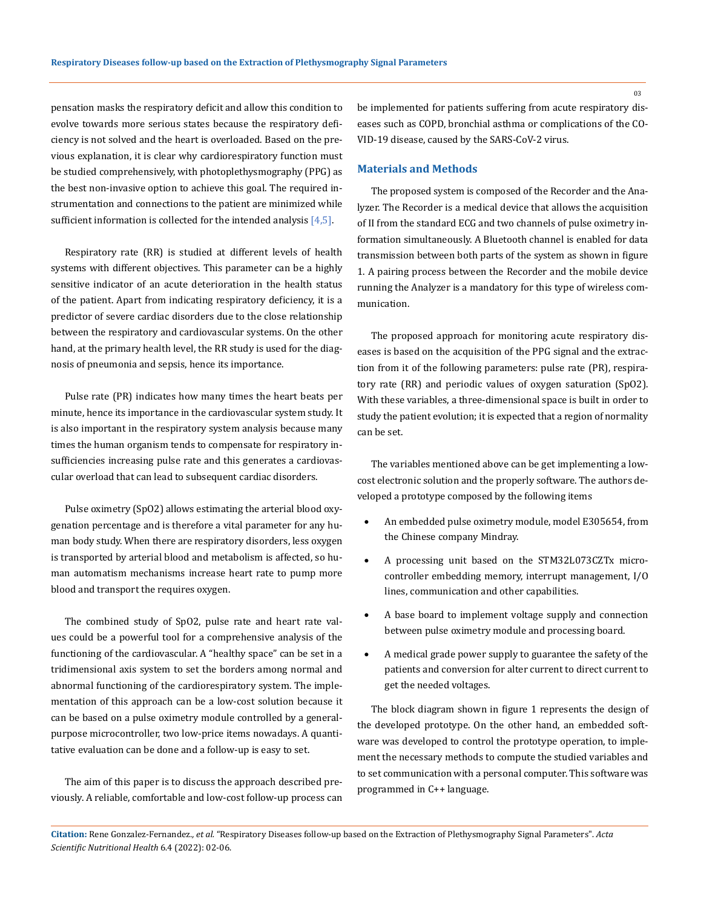pensation masks the respiratory deficit and allow this condition to evolve towards more serious states because the respiratory deficiency is not solved and the heart is overloaded. Based on the previous explanation, it is clear why cardiorespiratory function must be studied comprehensively, with photoplethysmography (PPG) as the best non-invasive option to achieve this goal. The required instrumentation and connections to the patient are minimized while sufficient information is collected for the intended analysis [4,5].

Respiratory rate (RR) is studied at different levels of health systems with different objectives. This parameter can be a highly sensitive indicator of an acute deterioration in the health status of the patient. Apart from indicating respiratory deficiency, it is a predictor of severe cardiac disorders due to the close relationship between the respiratory and cardiovascular systems. On the other hand, at the primary health level, the RR study is used for the diagnosis of pneumonia and sepsis, hence its importance.

Pulse rate (PR) indicates how many times the heart beats per minute, hence its importance in the cardiovascular system study. It is also important in the respiratory system analysis because many times the human organism tends to compensate for respiratory insufficiencies increasing pulse rate and this generates a cardiovascular overload that can lead to subsequent cardiac disorders.

Pulse oximetry (SpO2) allows estimating the arterial blood oxygenation percentage and is therefore a vital parameter for any human body study. When there are respiratory disorders, less oxygen is transported by arterial blood and metabolism is affected, so human automatism mechanisms increase heart rate to pump more blood and transport the requires oxygen.

The combined study of SpO2, pulse rate and heart rate values could be a powerful tool for a comprehensive analysis of the functioning of the cardiovascular. A "healthy space" can be set in a tridimensional axis system to set the borders among normal and abnormal functioning of the cardiorespiratory system. The implementation of this approach can be a low-cost solution because it can be based on a pulse oximetry module controlled by a general-purpose microcontroller, two low-price items nowadays. A quantitative evaluation can be done and a follow-up is easy to set.

The aim of this paper is to discuss the approach described previously. A reliable, comfortable and low-cost follow-up process can be implemented for patients suffering from acute respiratory diseases such as COPD, bronchial asthma or complications of the COVID-19 disease, caused by the SARS-CoV-2 virus.

## Materials and Methods

The proposed system is composed of the Recorder and the Analyzer. The Recorder is a medical device that allows the acquisition of II from the standard ECG and two channels of pulse oximetry information simultaneously. A Bluetooth channel is enabled for data transmission between both parts of the system as shown in figure 1. A pairing process between the Recorder and the mobile device running the Analyzer is a mandatory for this type of wireless communication.

The proposed approach for monitoring acute respiratory diseases is based on the acquisition of the PPG signal and the extraction from it of the following parameters: pulse rate (PR), respiratory rate (RR) and periodic values of oxygen saturation (SpO2). With these variables, a three-dimensional space is built in order to study the patient evolution; it is expected that a region of normality can be set.

The variables mentioned above can be get implementing a low-cost electronic solution and the properly software. The authors developed a prototype composed by the following items

- An embedded pulse oximetry module, model E305654, from the Chinese company Mindray.
- A processing unit based on the STM32L073CZTx microcontroller embedding memory, interrupt management, I/O lines, communication and other capabilities.
- A base board to implement voltage supply and connection between pulse oximetry module and processing board.
- A medical grade power supply to guarantee the safety of the patients and conversion for alter current to direct current to get the needed voltages.

The block diagram shown in figure 1 represents the design of the developed prototype. On the other hand, an embedded software was developed to control the prototype operation, to implement the necessary methods to compute the studied variables and to set communication with a personal computer. This software was programmed in C++ language.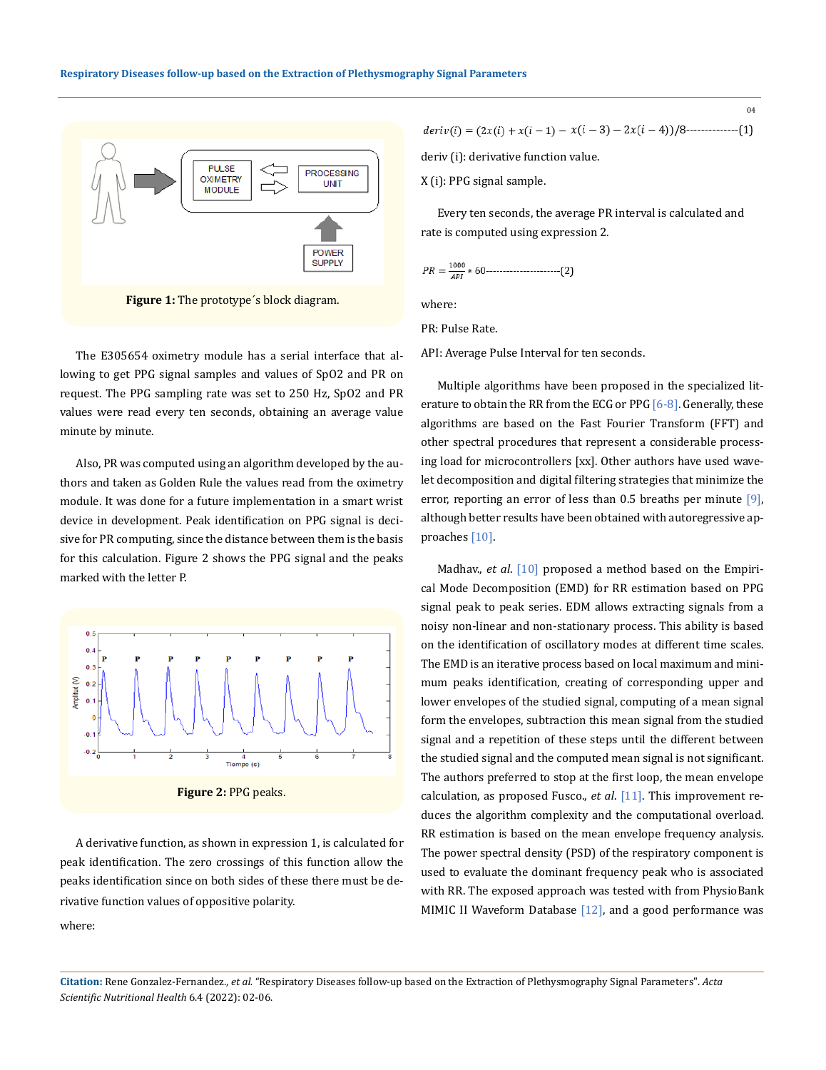Figure 1: The prototype´s block diagram.

The E305654 oximetry module has a serial interface that allowing to get PPG signal samples and values of SpO2 and PR on request. The PPG sampling rate was set to 250 Hz, SpO2 and PR values were read every ten seconds, obtaining an average value minute by minute.

Also, PR was computed using an algorithm developed by the authors and taken as Golden Rule the values read from the oximetry module. It was done for a future implementation in a smart wrist device in development. Peak identification on PPG signal is decisive for PR computing, since the distance between them is the basis for this calculation. Figure 2 shows the PPG signal and the peaks marked with the letter P.

Figure 2: PPG peaks.

A derivative function, as shown in expression 1, is calculated for peak identification. The zero crossings of this function allow the peaks identification since on both sides of these there must be derivative function values of oppositive polarity.

where:

$$deriv(i) = (2x(i) + x(i-1) - x(i-3) - 2x(i-4))/8 \quad \text{(1)}$$

deriv (i): derivative function value.

X (i): PPG signal sample.

Every ten seconds, the average PR interval is calculated and rate is computed using expression 2.

$$PR = \frac{1000}{API} * 60 \quad \text{(2)}$$

where:

PR: Pulse Rate.

API: Average Pulse Interval for ten seconds.

Multiple algorithms have been proposed in the specialized literature to obtain the RR from the ECG or PPG [6-8]. Generally, these algorithms are based on the Fast Fourier Transform (FFT) and other spectral procedures that represent a considerable processing load for microcontrollers [xx]. Other authors have used wavelet decomposition and digital filtering strategies that minimize the error, reporting an error of less than 0.5 breaths per minute [9], although better results have been obtained with autoregressive approaches [10].

Madhav., *et al*. [10] proposed a method based on the Empirical Mode Decomposition (EMD) for RR estimation based on PPG signal peak to peak series. EDM allows extracting signals from a noisy non-linear and non-stationary process. This ability is based on the identification of oscillatory modes at different time scales. The EMD is an iterative process based on local maximum and minimum peaks identification, creating of corresponding upper and lower envelopes of the studied signal, computing of a mean signal form the envelopes, subtraction this mean signal from the studied signal and a repetition of these steps until the different between the studied signal and the computed mean signal is not significant. The authors preferred to stop at the first loop, the mean envelope calculation, as proposed Fusco., *et al*. [11]. This improvement reduces the algorithm complexity and the computational overload. RR estimation is based on the mean envelope frequency analysis. The power spectral density (PSD) of the respiratory component is used to evaluate the dominant frequency peak who is associated with RR. The exposed approach was tested with from PhysioBank MIMIC II Waveform Database [12], and a good performance was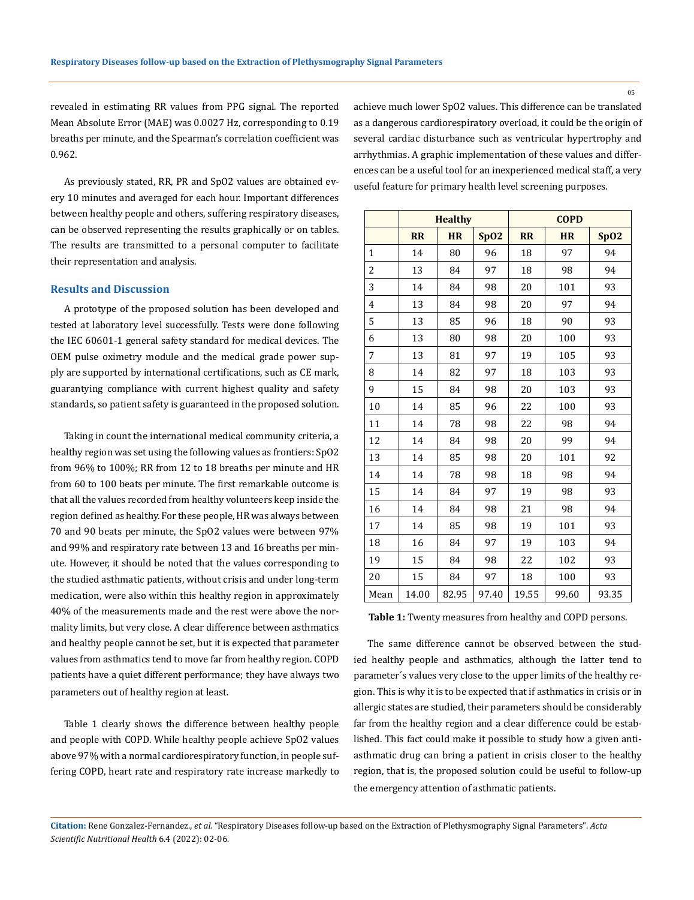revealed in estimating RR values from PPG signal. The reported Mean Absolute Error (MAE) was 0.0027 Hz, corresponding to 0.19 breaths per minute, and the Spearman's correlation coefficient was 0.962.

As previously stated, RR, PR and SpO2 values are obtained every 10 minutes and averaged for each hour. Important differences between healthy people and others, suffering respiratory diseases, can be observed representing the results graphically or on tables. The results are transmitted to a personal computer to facilitate their representation and analysis.

## Results and Discussion

A prototype of the proposed solution has been developed and tested at laboratory level successfully. Tests were done following the IEC 60601-1 general safety standard for medical devices. The OEM pulse oximetry module and the medical grade power supply are supported by international certifications, such as CE mark, guarantying compliance with current highest quality and safety standards, so patient safety is guaranteed in the proposed solution.

Taking in count the international medical community criteria, a healthy region was set using the following values as frontiers: SpO2 from 96% to 100%; RR from 12 to 18 breaths per minute and HR from 60 to 100 beats per minute. The first remarkable outcome is that all the values recorded from healthy volunteers keep inside the region defined as healthy. For these people, HR was always between 70 and 90 beats per minute, the SpO2 values were between 97% and 99% and respiratory rate between 13 and 16 breaths per minute. However, it should be noted that the values corresponding to the studied asthmatic patients, without crisis and under long-term medication, were also within this healthy region in approximately 40% of the measurements made and the rest were above the normality limits, but very close. A clear difference between asthmatics and healthy people cannot be set, but it is expected that parameter values from asthmatics tend to move far from healthy region. COPD patients have a quiet different performance; they have always two parameters out of healthy region at least.

Table 1 clearly shows the difference between healthy people and people with COPD. While healthy people achieve SpO2 values above 97% with a normal cardiorespiratory function, in people suffering COPD, heart rate and respiratory rate increase markedly to achieve much lower SpO2 values. This difference can be translated as a dangerous cardiorespiratory overload, it could be the origin of several cardiac disturbance such as ventricular hypertrophy and arrhythmias. A graphic implementation of these values and differences can be a useful tool for an inexperienced medical staff, a very useful feature for primary health level screening purposes.

| | Healthy | | | COPD | | |
|---|---|---|---|---|---|---|
| | RR | HR | SpO2 | RR | HR | SpO2 |
| 1 | 14 | 80 | 96 | 18 | 97 | 94 |
| 2 | 13 | 84 | 97 | 18 | 98 | 94 |
| 3 | 14 | 84 | 98 | 20 | 101 | 93 |
| 4 | 13 | 84 | 98 | 20 | 97 | 94 |
| 5 | 13 | 85 | 96 | 18 | 90 | 93 |
| 6 | 13 | 80 | 98 | 20 | 100 | 93 |
| 7 | 13 | 81 | 97 | 19 | 105 | 93 |
| 8 | 14 | 82 | 97 | 18 | 103 | 93 |
| 9 | 15 | 84 | 98 | 20 | 103 | 93 |
| 10 | 14 | 85 | 96 | 22 | 100 | 93 |
| 11 | 14 | 78 | 98 | 22 | 98 | 94 |
| 12 | 14 | 84 | 98 | 20 | 99 | 94 |
| 13 | 14 | 85 | 98 | 20 | 101 | 92 |
| 14 | 14 | 78 | 98 | 18 | 98 | 94 |
| 15 | 14 | 84 | 97 | 19 | 98 | 93 |
| 16 | 14 | 84 | 98 | 21 | 98 | 94 |
| 17 | 14 | 85 | 98 | 19 | 101 | 93 |
| 18 | 16 | 84 | 97 | 19 | 103 | 94 |
| 19 | 15 | 84 | 98 | 22 | 102 | 93 |
| 20 | 15 | 84 | 97 | 18 | 100 | 93 |
| Mean | 14.00 | 82.95 | 97.40 | 19.55 | 99.60 | 93.35 |

**Table 1:** Twenty measures from healthy and COPD persons.

The same difference cannot be observed between the studied healthy people and asthmatics, although the latter tend to parameter´s values very close to the upper limits of the healthy region. This is why it is to be expected that if asthmatics in crisis or in allergic states are studied, their parameters should be considerably far from the healthy region and a clear difference could be established. This fact could make it possible to study how a given anti-asthmatic drug can bring a patient in crisis closer to the healthy region, that is, the proposed solution could be useful to follow-up the emergency attention of asthmatic patients.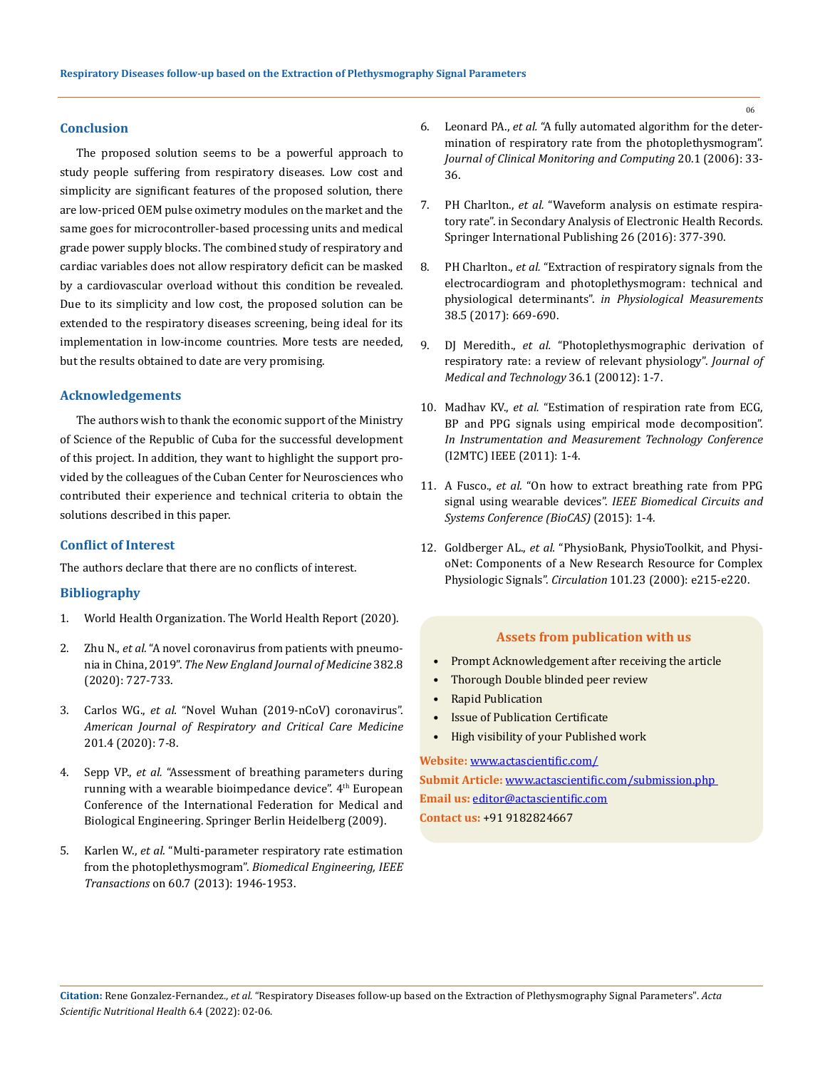## Conclusion

The proposed solution seems to be a powerful approach to study people suffering from respiratory diseases. Low cost and simplicity are significant features of the proposed solution, there are low-priced OEM pulse oximetry modules on the market and the same goes for microcontroller-based processing units and medical grade power supply blocks. The combined study of respiratory and cardiac variables does not allow respiratory deficit can be masked by a cardiovascular overload without this condition be revealed. Due to its simplicity and low cost, the proposed solution can be extended to the respiratory diseases screening, being ideal for its implementation in low-income countries. More tests are needed, but the results obtained to date are very promising.

## Acknowledgements

The authors wish to thank the economic support of the Ministry of Science of the Republic of Cuba for the successful development of this project. In addition, they want to highlight the support provided by the colleagues of the Cuban Center for Neurosciences who contributed their experience and technical criteria to obtain the solutions described in this paper.

## Conflict of Interest

The authors declare that there are no conflicts of interest.

## Bibliography

1. World Health Organization. The World Health Report (2020).
2. Zhu N., *et al.* "A novel coronavirus from patients with pneumonia in China, 2019". *The New England Journal of Medicine* 382.8 (2020): 727-733.
3. Carlos WG., *et al.* "Novel Wuhan (2019-nCoV) coronavirus". *American Journal of Respiratory and Critical Care Medicine* 201.4 (2020): 7-8.
4. Sepp VP., *et al.* "Assessment of breathing parameters during running with a wearable bioimpedance device". 4th European Conference of the International Federation for Medical and Biological Engineering. Springer Berlin Heidelberg (2009).
5. Karlen W., *et al.* "Multi-parameter respiratory rate estimation from the photoplethysmogram". *Biomedical Engineering, IEEE Transactions* on 60.7 (2013): 1946-1953.
6. Leonard PA., *et al.* "A fully automated algorithm for the determination of respiratory rate from the photoplethysmogram". *Journal of Clinical Monitoring and Computing* 20.1 (2006): 33-36.
7. PH Charlton., *et al.* "Waveform analysis on estimate respiratory rate". in Secondary Analysis of Electronic Health Records. Springer International Publishing 26 (2016): 377-390.
8. PH Charlton., *et al.* "Extraction of respiratory signals from the electrocardiogram and photoplethysmogram: technical and physiological determinants". *in Physiological Measurements* 38.5 (2017): 669-690.
9. DJ Meredith., *et al.* "Photoplethysmographic derivation of respiratory rate: a review of relevant physiology". *Journal of Medical and Technology* 36.1 (20012): 1-7.
10. Madhav KV., *et al.* "Estimation of respiration rate from ECG, BP and PPG signals using empirical mode decomposition". *In Instrumentation and Measurement Technology Conference* (I2MTC) IEEE (2011): 1-4.
11. A Fusco., *et al.* "On how to extract breathing rate from PPG signal using wearable devices". *IEEE Biomedical Circuits and Systems Conference (BioCAS)* (2015): 1-4.
12. Goldberger AL., *et al.* "PhysioBank, PhysioToolkit, and PhysioNet: Components of a New Research Resource for Complex Physiologic Signals". *Circulation* 101.23 (2000): e215-e220.

**Assets from publication with us**

- Prompt Acknowledgement after receiving the article
- Thorough Double blinded peer review
- Rapid Publication
- Issue of Publication Certificate
- High visibility of your Published work

**Website:** www.actascientific.com/
**Submit Article:** www.actascientific.com/submission.php
**Email us:** editor@actascientific.com
**Contact us:** +91 9182824667